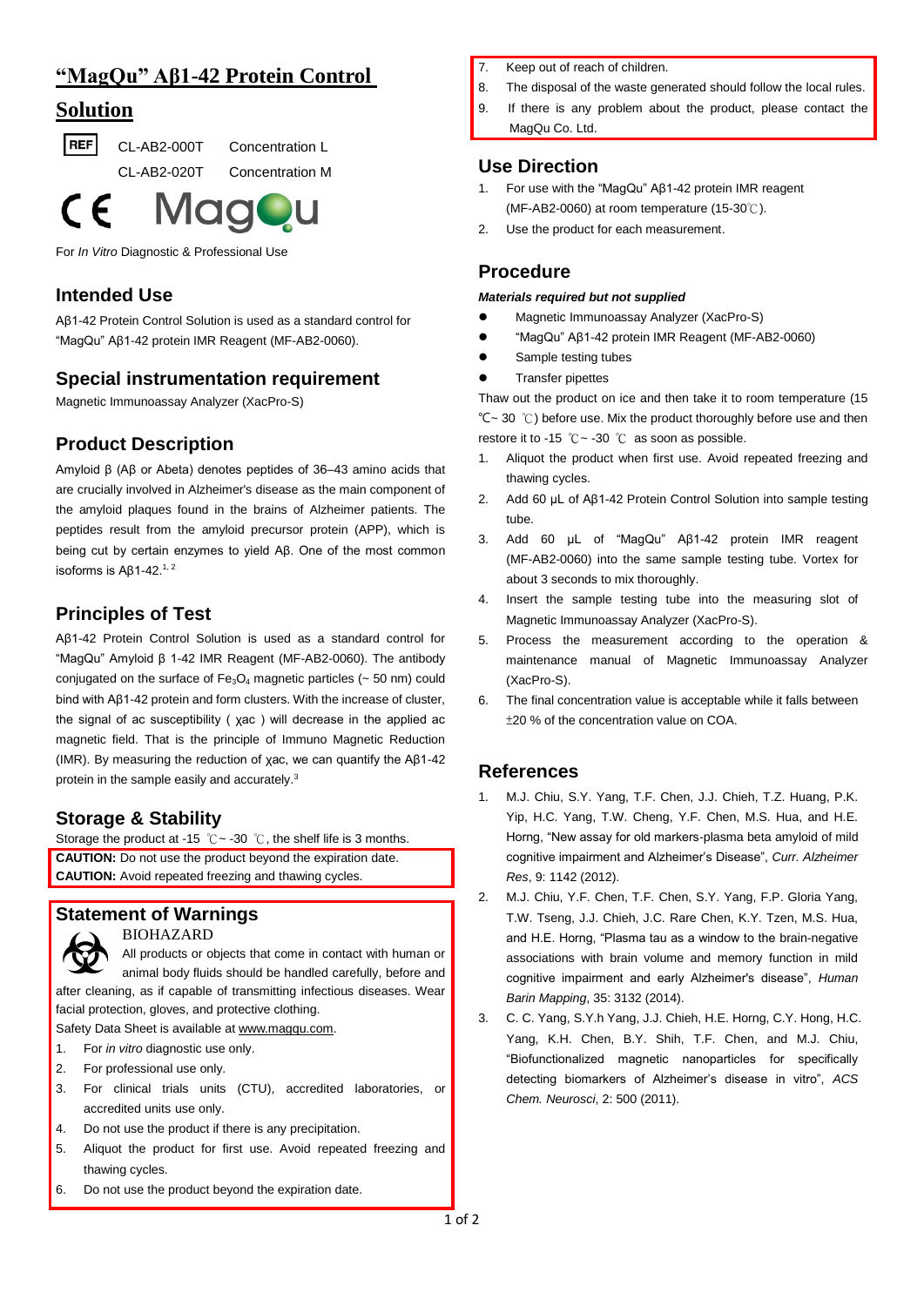# "MagQu" Aβ1-42 Protein Control Solution

REF CL-AB2-000T Concentration L

CL-AB2-020T Concentration M

CE MagQu

For *In Vitro* Diagnostic & Professional Use

## Intended Use

Aβ1-42 Protein Control Solution is used as a standard control for "MagQu" Aβ1-42 protein IMR Reagent (MF-AB2-0060).

## Special instrumentation requirement

Magnetic Immunoassay Analyzer (XacPro-S)

## Product Description

Amyloid β (Aβ or Abeta) denotes peptides of 36–43 amino acids that are crucially involved in Alzheimer's disease as the main component of the amyloid plaques found in the brains of Alzheimer patients. The peptides result from the amyloid precursor protein (APP), which is being cut by certain enzymes to yield Aβ. One of the most common isoforms is Aβ1-42.[1, 2]

## Principles of Test

Aβ1-42 Protein Control Solution is used as a standard control for "MagQu" Amyloid β 1-42 IMR Reagent (MF-AB2-0060). The antibody conjugated on the surface of $Fe_3O_4$ magnetic particles (~ 50 nm) could bind with Aβ1-42 protein and form clusters. With the increase of cluster, the signal of ac susceptibility ( $\chi_{ac}$ ) will decrease in the applied ac magnetic field. That is the principle of Immuno Magnetic Reduction (IMR). By measuring the reduction of $\chi_{ac}$, we can quantify the Aβ1-42 protein in the sample easily and accurately.[3]

## Storage & Stability

Storage the product at -15 ℃ ~ -30 ℃, the shelf life is 3 months.

**CAUTION:** Do not use the product beyond the expiration date.
**CAUTION:** Avoid repeated freezing and thawing cycles.

## Statement of Warnings

BIOHAZARD

All products or objects that come in contact with human or animal body fluids should be handled carefully, before and after cleaning, as if capable of transmitting infectious diseases. Wear facial protection, gloves, and protective clothing.

Safety Data Sheet is available at www.magqu.com.

1. For *in vitro* diagnostic use only.
2. For professional use only.
3. For clinical trials units (CTU), accredited laboratories, or accredited units use only.
4. Do not use the product if there is any precipitation.
5. Aliquot the product for first use. Avoid repeated freezing and thawing cycles.
6. Do not use the product beyond the expiration date.
7. Keep out of reach of children.
8. The disposal of the waste generated should follow the local rules.
9. If there is any problem about the product, please contact the MagQu Co. Ltd.

## Use Direction

1. For use with the "MagQu" Aβ1-42 protein IMR reagent (MF-AB2-0060) at room temperature (15-30℃).
2. Use the product for each measurement.

## Procedure

***Materials required but not supplied***

- Magnetic Immunoassay Analyzer (XacPro-S)
- "MagQu" Aβ1-42 protein IMR Reagent (MF-AB2-0060)
- Sample testing tubes
- Transfer pipettes

Thaw out the product on ice and then take it to room temperature (15 ℃~ 30 ℃) before use. Mix the product thoroughly before use and then restore it to -15 ℃~ -30 ℃ as soon as possible.

1. Aliquot the product when first use. Avoid repeated freezing and thawing cycles.
2. Add 60 μL of Aβ1-42 Protein Control Solution into sample testing tube.
3. Add 60 μL of "MagQu" Aβ1-42 protein IMR reagent (MF-AB2-0060) into the same sample testing tube. Vortex for about 3 seconds to mix thoroughly.
4. Insert the sample testing tube into the measuring slot of Magnetic Immunoassay Analyzer (XacPro-S).
5. Process the measurement according to the operation & maintenance manual of Magnetic Immunoassay Analyzer (XacPro-S).
6. The final concentration value is acceptable while it falls between ±20 % of the concentration value on COA.

## References

1. M.J. Chiu, S.Y. Yang, T.F. Chen, J.J. Chieh, T.Z. Huang, P.K. Yip, H.C. Yang, T.W. Cheng, Y.F. Chen, M.S. Hua, and H.E. Horng, "New assay for old markers-plasma beta amyloid of mild cognitive impairment and Alzheimer's Disease", *Curr. Alzheimer Res*, 9: 1142 (2012).
2. M.J. Chiu, Y.F. Chen, T.F. Chen, S.Y. Yang, F.P. Gloria Yang, T.W. Tseng, J.J. Chieh, J.C. Rare Chen, K.Y. Tzen, M.S. Hua, and H.E. Horng, "Plasma tau as a window to the brain-negative associations with brain volume and memory function in mild cognitive impairment and early Alzheimer's disease", *Human Barin Mapping*, 35: 3132 (2014).
3. C. C. Yang, S.Y.h Yang, J.J. Chieh, H.E. Horng, C.Y. Hong, H.C. Yang, K.H. Chen, B.Y. Shih, T.F. Chen, and M.J. Chiu, "Biofunctionalized magnetic nanoparticles for specifically detecting biomarkers of Alzheimer's disease in vitro", *ACS Chem. Neurosci*, 2: 500 (2011).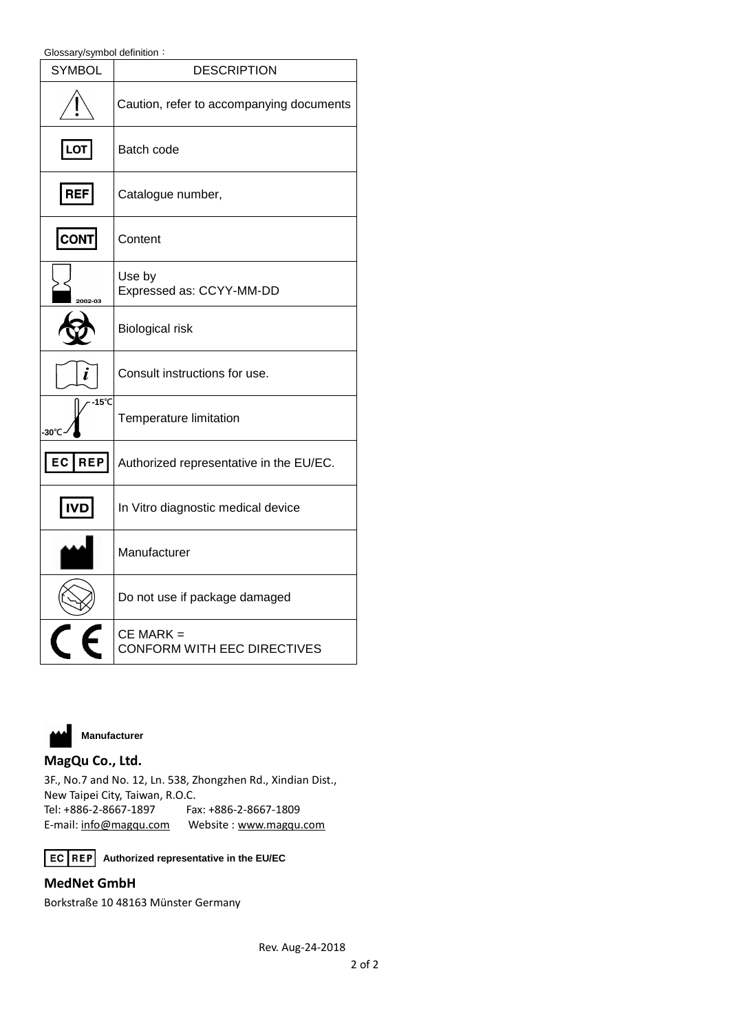Glossary/symbol definition：

| SYMBOL | DESCRIPTION |
|---|---|
| | Caution, refer to accompanying documents |
| LOT | Batch code |
| REF | Catalogue number, |
| CONT | Content |
| 2002-03 | Use by<br>Expressed as: CCYY-MM-DD |
| | Biological risk |
| | Consult instructions for use. |
| -15℃ -30℃ | Temperature limitation |
| EC REP | Authorized representative in the EU/EC. |
| IVD | In Vitro diagnostic medical device |
| | Manufacturer |
| | Do not use if package damaged |
| CE | CE MARK =<br>CONFORM WITH EEC DIRECTIVES |

**Manufacturer**

**MagQu Co., Ltd.**

3F., No.7 and No. 12, Ln. 538, Zhongzhen Rd., Xindian Dist.,
New Taipei City, Taiwan, R.O.C.
Tel: +886-2-8667-1897 Fax: +886-2-8667-1809
E-mail: info@magqu.com Website : www.magqu.com

EC REP **Authorized representative in the EU/EC**

**MedNet GmbH**

Borkstraße 10 48163 Münster Germany

Rev. Aug-24-2018